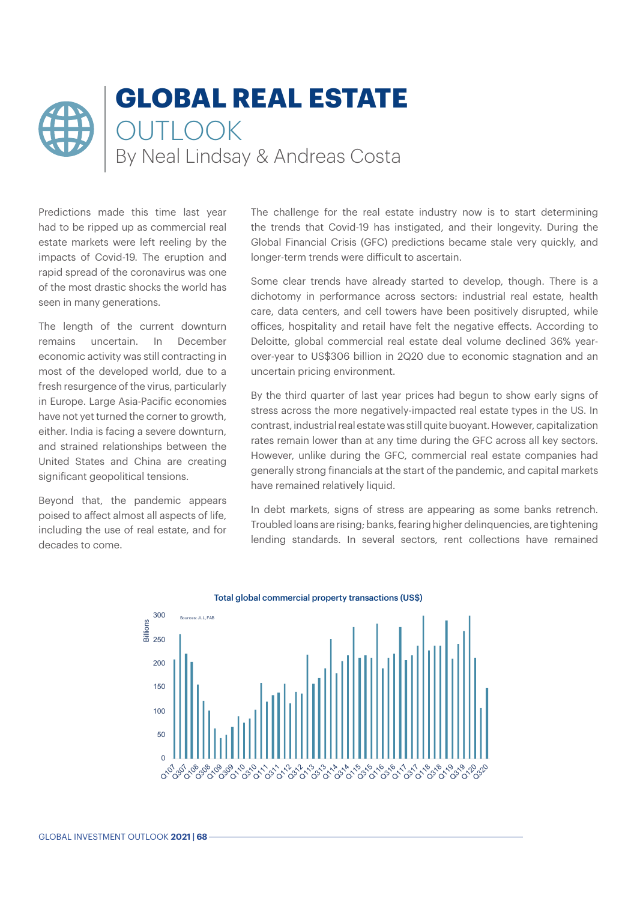# GLOBAL REAL ESTATE OUTLOOK

By Neal Lindsay & Andreas Costa

Predictions made this time last year had to be ripped up as commercial real estate markets were left reeling by the impacts of Covid-19. The eruption and rapid spread of the coronavirus was one of the most drastic shocks the world has seen in many generations.

The length of the current downturn remains uncertain. In December economic activity was still contracting in most of the developed world, due to a fresh resurgence of the virus, particularly in Europe. Large Asia-Pacific economies have not yet turned the corner to growth, either. India is facing a severe downturn, and strained relationships between the United States and China are creating significant geopolitical tensions.

Beyond that, the pandemic appears poised to affect almost all aspects of life, including the use of real estate, and for decades to come.

The challenge for the real estate industry now is to start determining the trends that Covid-19 has instigated, and their longevity. During the Global Financial Crisis (GFC) predictions became stale very quickly, and longer-term trends were difficult to ascertain.

Some clear trends have already started to develop, though. There is a dichotomy in performance across sectors: industrial real estate, health care, data centers, and cell towers have been positively disrupted, while offices, hospitality and retail have felt the negative effects. According to Deloitte, global commercial real estate deal volume declined 36% year-over-year to US$306 billion in 2Q20 due to economic stagnation and an uncertain pricing environment.

By the third quarter of last year prices had begun to show early signs of stress across the more negatively-impacted real estate types in the US. In contrast, industrial real estate was still quite buoyant. However, capitalization rates remain lower than at any time during the GFC across all key sectors. However, unlike during the GFC, commercial real estate companies had generally strong financials at the start of the pandemic, and capital markets have remained relatively liquid.

In debt markets, signs of stress are appearing as some banks retrench. Troubled loans are rising; banks, fearing higher delinquencies, are tightening lending standards. In several sectors, rent collections have remained

**Total global commercial property transactions (US$)**

Sources: JLL, FAB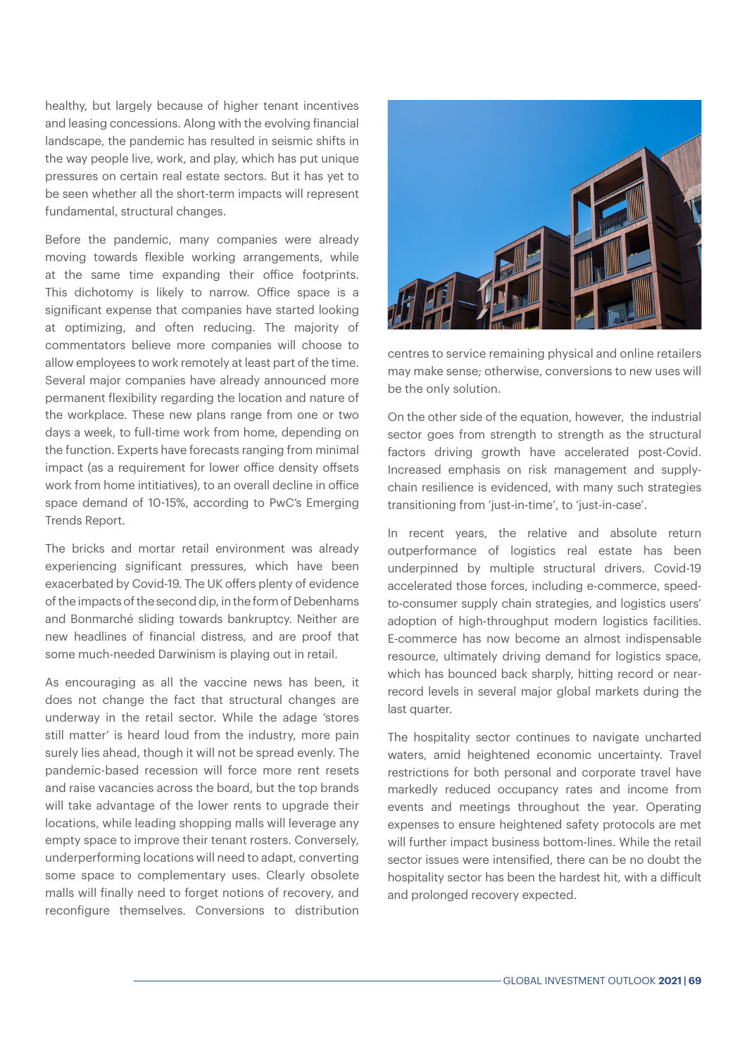healthy, but largely because of higher tenant incentives and leasing concessions. Along with the evolving financial landscape, the pandemic has resulted in seismic shifts in the way people live, work, and play, which has put unique pressures on certain real estate sectors. But it has yet to be seen whether all the short-term impacts will represent fundamental, structural changes.

Before the pandemic, many companies were already moving towards flexible working arrangements, while at the same time expanding their office footprints. This dichotomy is likely to narrow. Office space is a significant expense that companies have started looking at optimizing, and often reducing. The majority of commentators believe more companies will choose to allow employees to work remotely at least part of the time. Several major companies have already announced more permanent flexibility regarding the location and nature of the workplace. These new plans range from one or two days a week, to full-time work from home, depending on the function. Experts have forecasts ranging from minimal impact (as a requirement for lower office density offsets work from home intitiatives), to an overall decline in office space demand of 10-15%, according to PwC's Emerging Trends Report.

The bricks and mortar retail environment was already experiencing significant pressures, which have been exacerbated by Covid-19. The UK offers plenty of evidence of the impacts of the second dip, in the form of Debenhams and Bonmarché sliding towards bankruptcy. Neither are new headlines of financial distress, and are proof that some much-needed Darwinism is playing out in retail.

As encouraging as all the vaccine news has been, it does not change the fact that structural changes are underway in the retail sector. While the adage 'stores still matter' is heard loud from the industry, more pain surely lies ahead, though it will not be spread evenly. The pandemic-based recession will force more rent resets and raise vacancies across the board, but the top brands will take advantage of the lower rents to upgrade their locations, while leading shopping malls will leverage any empty space to improve their tenant rosters. Conversely, underperforming locations will need to adapt, converting some space to complementary uses. Clearly obsolete malls will finally need to forget notions of recovery, and reconfigure themselves. Conversions to distribution centres to service remaining physical and online retailers may make sense; otherwise, conversions to new uses will be the only solution.

On the other side of the equation, however, the industrial sector goes from strength to strength as the structural factors driving growth have accelerated post-Covid. Increased emphasis on risk management and supply-chain resilience is evidenced, with many such strategies transitioning from 'just-in-time', to 'just-in-case'.

In recent years, the relative and absolute return outperformance of logistics real estate has been underpinned by multiple structural drivers. Covid-19 accelerated those forces, including e-commerce, speed-to-consumer supply chain strategies, and logistics users' adoption of high-throughput modern logistics facilities. E-commerce has now become an almost indispensable resource, ultimately driving demand for logistics space, which has bounced back sharply, hitting record or near-record levels in several major global markets during the last quarter.

The hospitality sector continues to navigate uncharted waters, amid heightened economic uncertainty. Travel restrictions for both personal and corporate travel have markedly reduced occupancy rates and income from events and meetings throughout the year. Operating expenses to ensure heightened safety protocols are met will further impact business bottom-lines. While the retail sector issues were intensified, there can be no doubt the hospitality sector has been the hardest hit, with a difficult and prolonged recovery expected.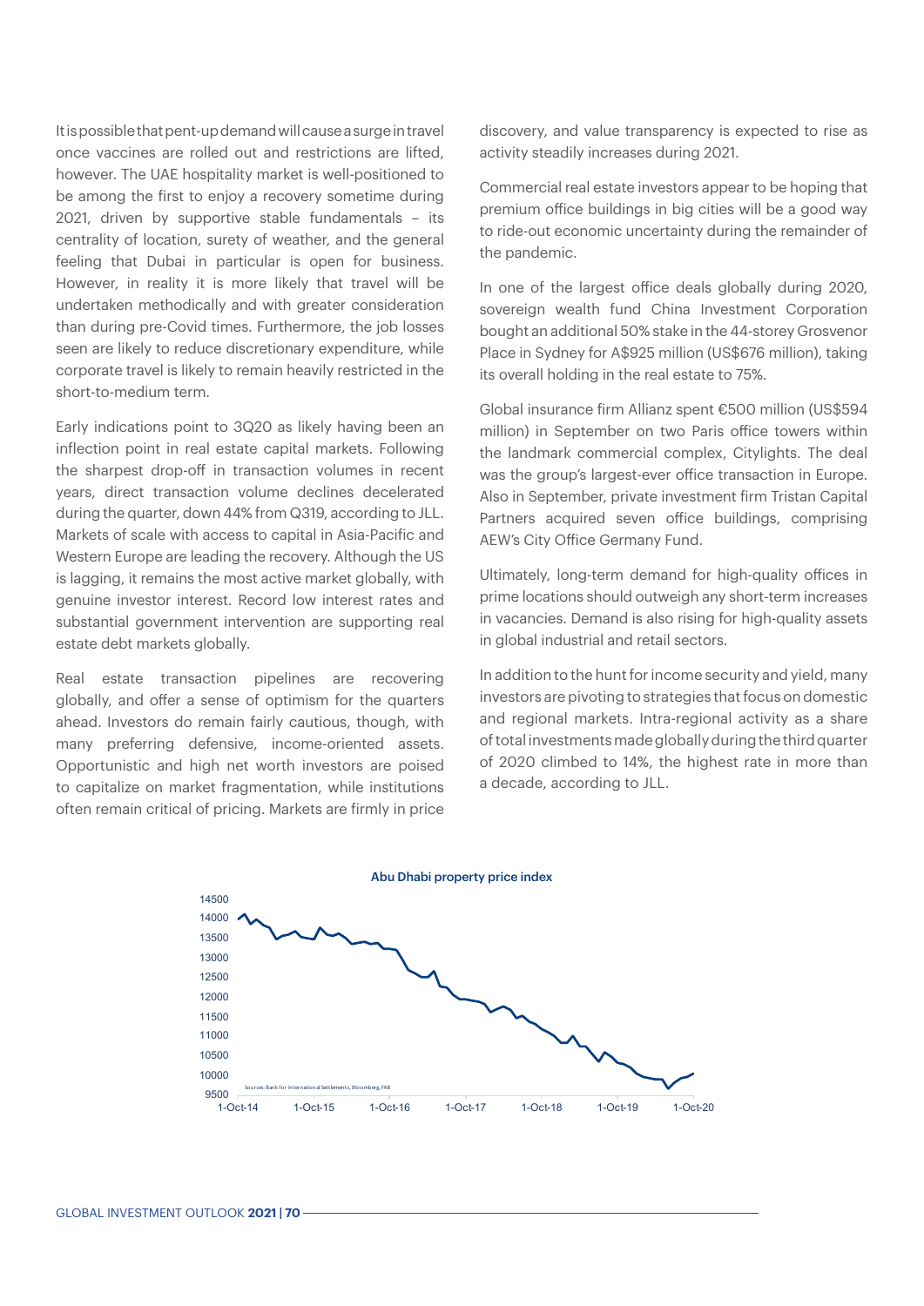It is possible that pent-up demand will cause a surge in travel once vaccines are rolled out and restrictions are lifted, however. The UAE hospitality market is well-positioned to be among the first to enjoy a recovery sometime during 2021, driven by supportive stable fundamentals – its centrality of location, surety of weather, and the general feeling that Dubai in particular is open for business. However, in reality it is more likely that travel will be undertaken methodically and with greater consideration than during pre-Covid times. Furthermore, the job losses seen are likely to reduce discretionary expenditure, while corporate travel is likely to remain heavily restricted in the short-to-medium term.

Early indications point to 3Q20 as likely having been an inflection point in real estate capital markets. Following the sharpest drop-off in transaction volumes in recent years, direct transaction volume declines decelerated during the quarter, down 44% from Q319, according to JLL. Markets of scale with access to capital in Asia-Pacific and Western Europe are leading the recovery. Although the US is lagging, it remains the most active market globally, with genuine investor interest. Record low interest rates and substantial government intervention are supporting real estate debt markets globally.

Real estate transaction pipelines are recovering globally, and offer a sense of optimism for the quarters ahead. Investors do remain fairly cautious, though, with many preferring defensive, income-oriented assets. Opportunistic and high net worth investors are poised to capitalize on market fragmentation, while institutions often remain critical of pricing. Markets are firmly in price discovery, and value transparency is expected to rise as activity steadily increases during 2021.

Commercial real estate investors appear to be hoping that premium office buildings in big cities will be a good way to ride-out economic uncertainty during the remainder of the pandemic.

In one of the largest office deals globally during 2020, sovereign wealth fund China Investment Corporation bought an additional 50% stake in the 44-storey Grosvenor Place in Sydney for A$925 million (US$676 million), taking its overall holding in the real estate to 75%.

Global insurance firm Allianz spent €500 million (US$594 million) in September on two Paris office towers within the landmark commercial complex, Citylights. The deal was the group's largest-ever office transaction in Europe. Also in September, private investment firm Tristan Capital Partners acquired seven office buildings, comprising AEW's City Office Germany Fund.

Ultimately, long-term demand for high-quality offices in prime locations should outweigh any short-term increases in vacancies. Demand is also rising for high-quality assets in global industrial and retail sectors.

In addition to the hunt for income security and yield, many investors are pivoting to strategies that focus on domestic and regional markets. Intra-regional activity as a share of total investments made globally during the third quarter of 2020 climbed to 14%, the highest rate in more than a decade, according to JLL.

**Abu Dhabi property price index**

Sources: Bank for International Settlements, Bloomberg, FAB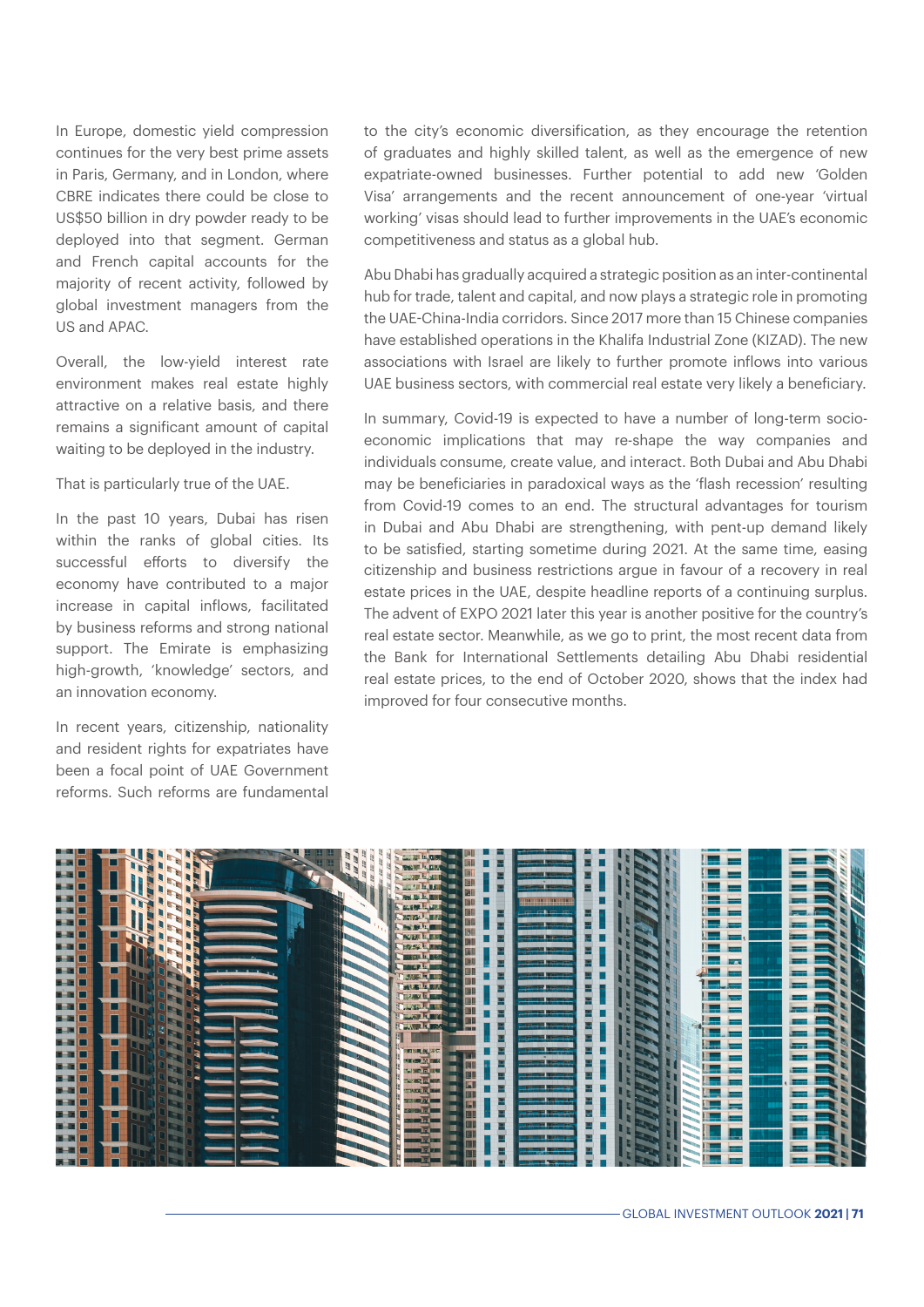In Europe, domestic yield compression continues for the very best prime assets in Paris, Germany, and in London, where CBRE indicates there could be close to US$50 billion in dry powder ready to be deployed into that segment. German and French capital accounts for the majority of recent activity, followed by global investment managers from the US and APAC.

Overall, the low-yield interest rate environment makes real estate highly attractive on a relative basis, and there remains a significant amount of capital waiting to be deployed in the industry.

That is particularly true of the UAE.

In the past 10 years, Dubai has risen within the ranks of global cities. Its successful efforts to diversify the economy have contributed to a major increase in capital inflows, facilitated by business reforms and strong national support. The Emirate is emphasizing high-growth, 'knowledge' sectors, and an innovation economy.

In recent years, citizenship, nationality and resident rights for expatriates have been a focal point of UAE Government reforms. Such reforms are fundamental to the city's economic diversification, as they encourage the retention of graduates and highly skilled talent, as well as the emergence of new expatriate-owned businesses. Further potential to add new 'Golden Visa' arrangements and the recent announcement of one-year 'virtual working' visas should lead to further improvements in the UAE's economic competitiveness and status as a global hub.

Abu Dhabi has gradually acquired a strategic position as an inter-continental hub for trade, talent and capital, and now plays a strategic role in promoting the UAE-China-India corridors. Since 2017 more than 15 Chinese companies have established operations in the Khalifa Industrial Zone (KIZAD). The new associations with Israel are likely to further promote inflows into various UAE business sectors, with commercial real estate very likely a beneficiary.

In summary, Covid-19 is expected to have a number of long-term socio-economic implications that may re-shape the way companies and individuals consume, create value, and interact. Both Dubai and Abu Dhabi may be beneficiaries in paradoxical ways as the 'flash recession' resulting from Covid-19 comes to an end. The structural advantages for tourism in Dubai and Abu Dhabi are strengthening, with pent-up demand likely to be satisfied, starting sometime during 2021. At the same time, easing citizenship and business restrictions argue in favour of a recovery in real estate prices in the UAE, despite headline reports of a continuing surplus. The advent of EXPO 2021 later this year is another positive for the country's real estate sector. Meanwhile, as we go to print, the most recent data from the Bank for International Settlements detailing Abu Dhabi residential real estate prices, to the end of October 2020, shows that the index had improved for four consecutive months.